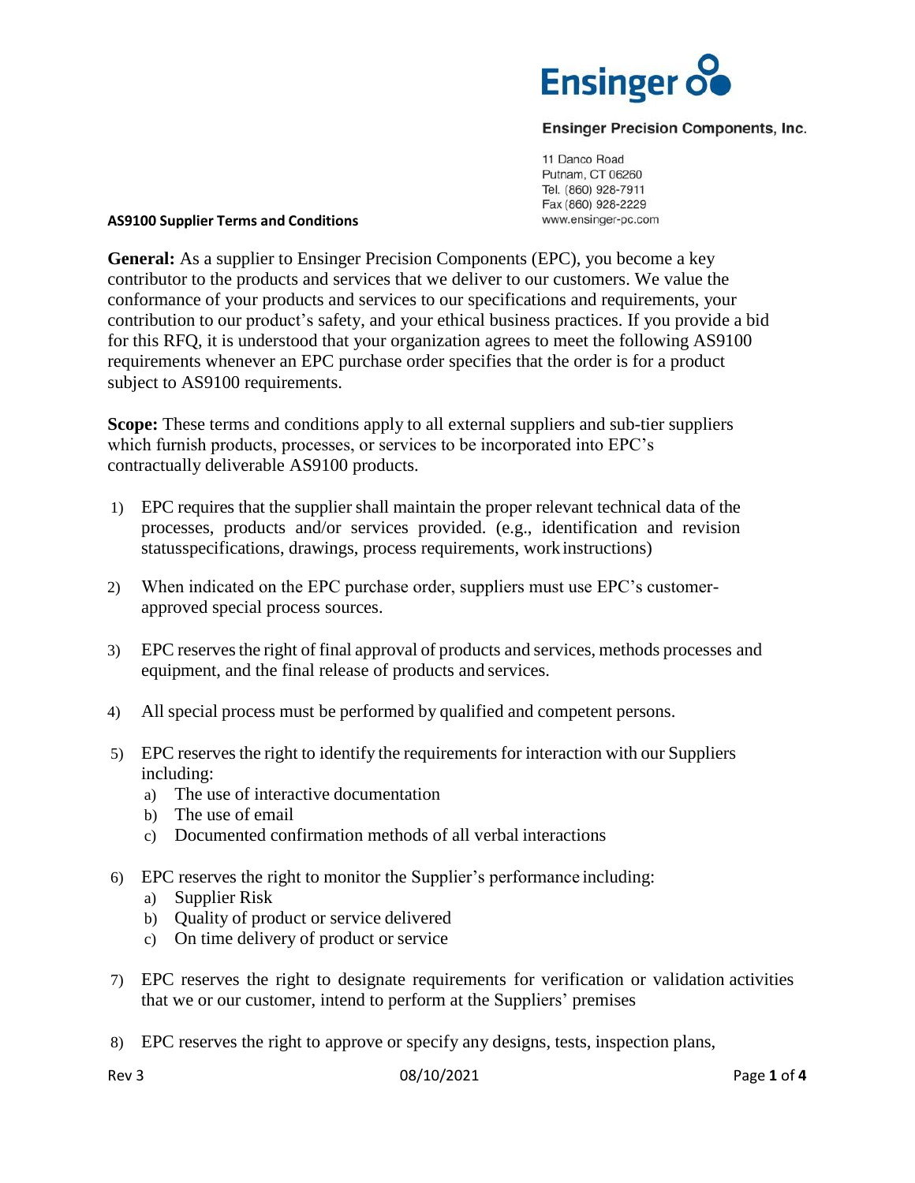Ensinger

**Ensinger Precision Components, Inc.**

11 Danco Road
Putnam, CT 06260
Tel. (860) 928-7911
Fax (860) 928-2229
www.ensinger-pc.com

**AS9100 Supplier Terms and Conditions**

**General:** As a supplier to Ensinger Precision Components (EPC), you become a key contributor to the products and services that we deliver to our customers. We value the conformance of your products and services to our specifications and requirements, your contribution to our product's safety, and your ethical business practices. If you provide a bid for this RFQ, it is understood that your organization agrees to meet the following AS9100 requirements whenever an EPC purchase order specifies that the order is for a product subject to AS9100 requirements.

**Scope:** These terms and conditions apply to all external suppliers and sub-tier suppliers which furnish products, processes, or services to be incorporated into EPC's contractually deliverable AS9100 products.

1) EPC requires that the supplier shall maintain the proper relevant technical data of the processes, products and/or services provided. (e.g., identification and revision statusspecifications, drawings, process requirements, work instructions)
2) When indicated on the EPC purchase order, suppliers must use EPC's customer-approved special process sources.
3) EPC reserves the right of final approval of products and services, methods processes and equipment, and the final release of products and services.
4) All special process must be performed by qualified and competent persons.
5) EPC reserves the right to identify the requirements for interaction with our Suppliers including:
   a) The use of interactive documentation
   b) The use of email
   c) Documented confirmation methods of all verbal interactions
6) EPC reserves the right to monitor the Supplier's performance including:
   a) Supplier Risk
   b) Quality of product or service delivered
   c) On time delivery of product or service
7) EPC reserves the right to designate requirements for verification or validation activities that we or our customer, intend to perform at the Suppliers' premises
8) EPC reserves the right to approve or specify any designs, tests, inspection plans,

Rev 3 08/10/2021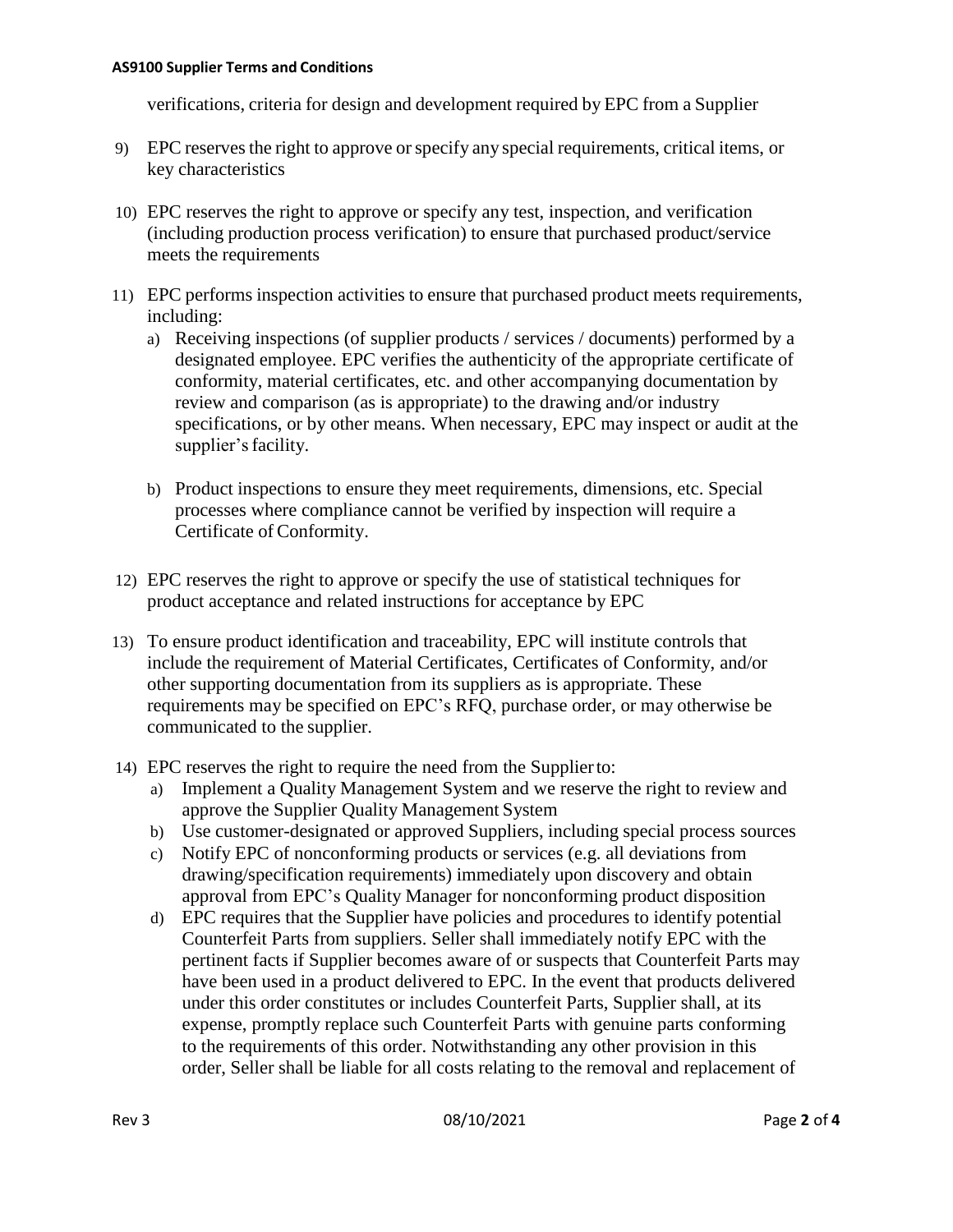verifications, criteria for design and development required by EPC from a Supplier

9) EPC reserves the right to approve or specify any special requirements, critical items, or key characteristics

10) EPC reserves the right to approve or specify any test, inspection, and verification (including production process verification) to ensure that purchased product/service meets the requirements

11) EPC performs inspection activities to ensure that purchased product meets requirements, including:
    a) Receiving inspections (of supplier products / services / documents) performed by a designated employee. EPC verifies the authenticity of the appropriate certificate of conformity, material certificates, etc. and other accompanying documentation by review and comparison (as is appropriate) to the drawing and/or industry specifications, or by other means. When necessary, EPC may inspect or audit at the supplier's facility.

    b) Product inspections to ensure they meet requirements, dimensions, etc. Special processes where compliance cannot be verified by inspection will require a Certificate of Conformity.

12) EPC reserves the right to approve or specify the use of statistical techniques for product acceptance and related instructions for acceptance by EPC

13) To ensure product identification and traceability, EPC will institute controls that include the requirement of Material Certificates, Certificates of Conformity, and/or other supporting documentation from its suppliers as is appropriate. These requirements may be specified on EPC's RFQ, purchase order, or may otherwise be communicated to the supplier.

14) EPC reserves the right to require the need from the Supplier to:
    a) Implement a Quality Management System and we reserve the right to review and approve the Supplier Quality Management System
    b) Use customer-designated or approved Suppliers, including special process sources
    c) Notify EPC of nonconforming products or services (e.g. all deviations from drawing/specification requirements) immediately upon discovery and obtain approval from EPC's Quality Manager for nonconforming product disposition
    d) EPC requires that the Supplier have policies and procedures to identify potential Counterfeit Parts from suppliers. Seller shall immediately notify EPC with the pertinent facts if Supplier becomes aware of or suspects that Counterfeit Parts may have been used in a product delivered to EPC. In the event that products delivered under this order constitutes or includes Counterfeit Parts, Supplier shall, at its expense, promptly replace such Counterfeit Parts with genuine parts conforming to the requirements of this order. Notwithstanding any other provision in this order, Seller shall be liable for all costs relating to the removal and replacement of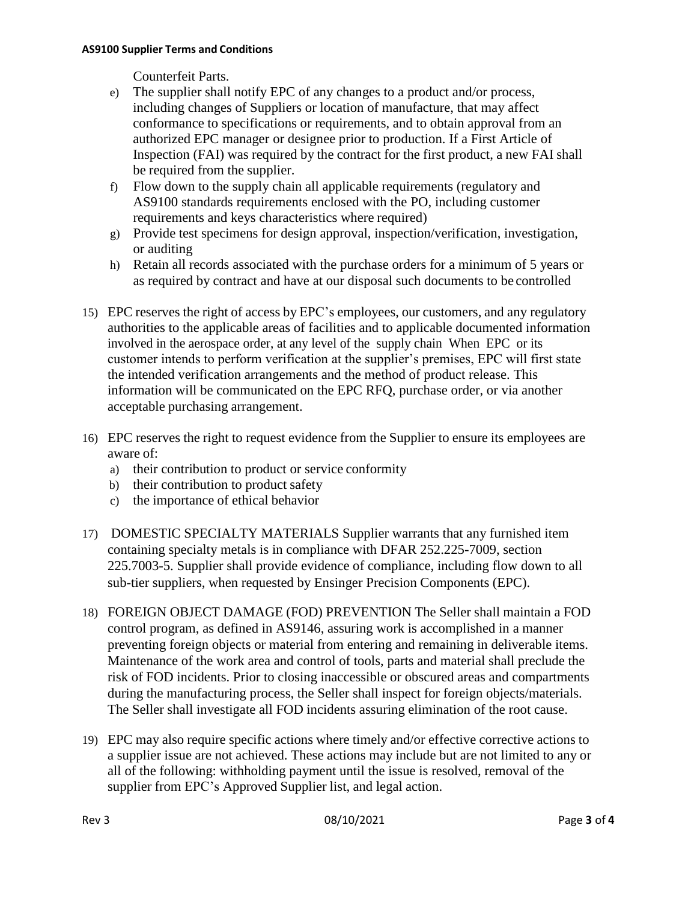Counterfeit Parts.

e) The supplier shall notify EPC of any changes to a product and/or process, including changes of Suppliers or location of manufacture, that may affect conformance to specifications or requirements, and to obtain approval from an authorized EPC manager or designee prior to production. If a First Article of Inspection (FAI) was required by the contract for the first product, a new FAI shall be required from the supplier.
f) Flow down to the supply chain all applicable requirements (regulatory and AS9100 standards requirements enclosed with the PO, including customer requirements and keys characteristics where required)
g) Provide test specimens for design approval, inspection/verification, investigation, or auditing
h) Retain all records associated with the purchase orders for a minimum of 5 years or as required by contract and have at our disposal such documents to be controlled

15) EPC reserves the right of access by EPC's employees, our customers, and any regulatory authorities to the applicable areas of facilities and to applicable documented information involved in the aerospace order, at any level of the supply chain When EPC or its customer intends to perform verification at the supplier's premises, EPC will first state the intended verification arrangements and the method of product release. This information will be communicated on the EPC RFQ, purchase order, or via another acceptable purchasing arrangement.

16) EPC reserves the right to request evidence from the Supplier to ensure its employees are aware of:
    a) their contribution to product or service conformity
    b) their contribution to product safety
    c) the importance of ethical behavior

17) DOMESTIC SPECIALTY MATERIALS Supplier warrants that any furnished item containing specialty metals is in compliance with DFAR 252.225-7009, section 225.7003-5. Supplier shall provide evidence of compliance, including flow down to all sub-tier suppliers, when requested by Ensinger Precision Components (EPC).

18) FOREIGN OBJECT DAMAGE (FOD) PREVENTION The Seller shall maintain a FOD control program, as defined in AS9146, assuring work is accomplished in a manner preventing foreign objects or material from entering and remaining in deliverable items. Maintenance of the work area and control of tools, parts and material shall preclude the risk of FOD incidents. Prior to closing inaccessible or obscured areas and compartments during the manufacturing process, the Seller shall inspect for foreign objects/materials. The Seller shall investigate all FOD incidents assuring elimination of the root cause.

19) EPC may also require specific actions where timely and/or effective corrective actions to a supplier issue are not achieved. These actions may include but are not limited to any or all of the following: withholding payment until the issue is resolved, removal of the supplier from EPC's Approved Supplier list, and legal action.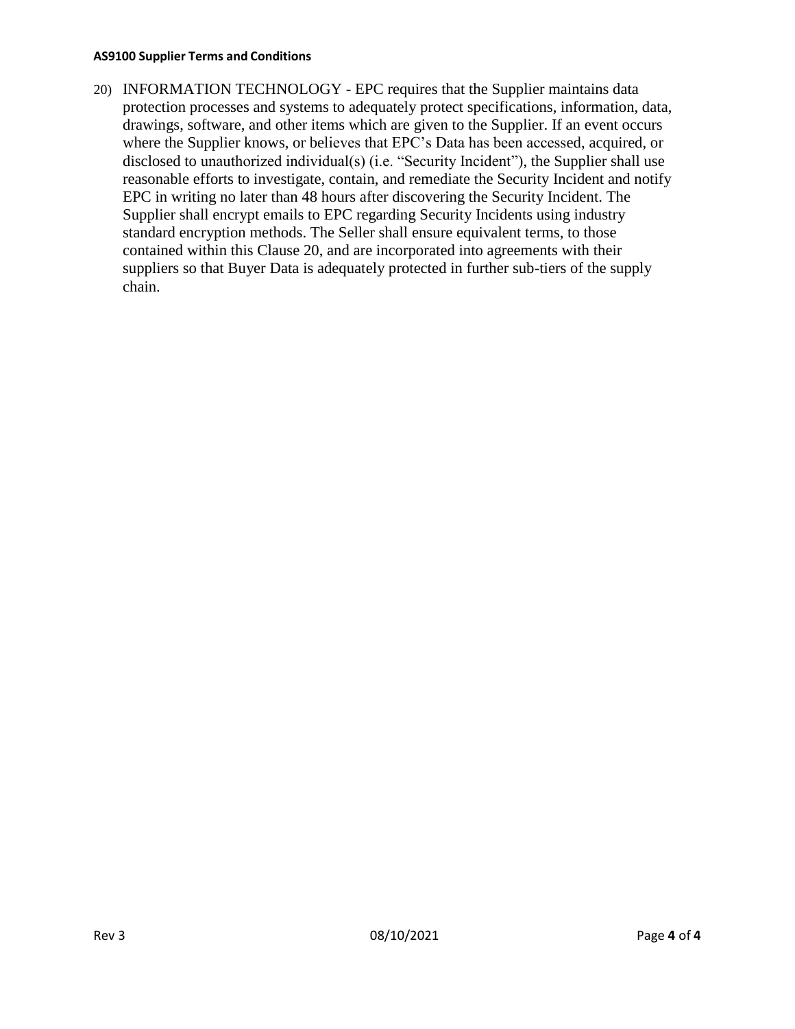20) INFORMATION TECHNOLOGY - EPC requires that the Supplier maintains data protection processes and systems to adequately protect specifications, information, data, drawings, software, and other items which are given to the Supplier. If an event occurs where the Supplier knows, or believes that EPC's Data has been accessed, acquired, or disclosed to unauthorized individual(s) (i.e. "Security Incident"), the Supplier shall use reasonable efforts to investigate, contain, and remediate the Security Incident and notify EPC in writing no later than 48 hours after discovering the Security Incident. The Supplier shall encrypt emails to EPC regarding Security Incidents using industry standard encryption methods. The Seller shall ensure equivalent terms, to those contained within this Clause 20, and are incorporated into agreements with their suppliers so that Buyer Data is adequately protected in further sub-tiers of the supply chain.